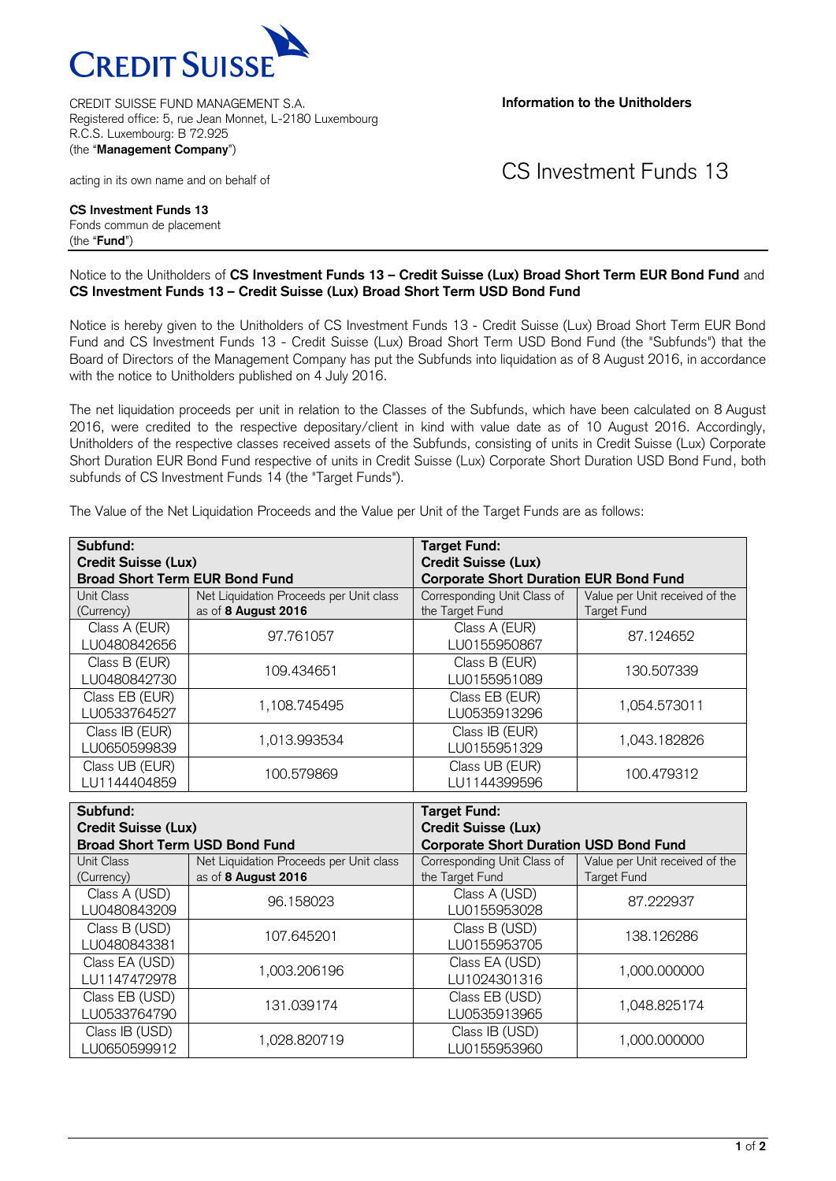CREDIT SUISSE

CREDIT SUISSE FUND MANAGEMENT S.A.
Registered office: 5, rue Jean Monnet, L-2180 Luxembourg
R.C.S. Luxembourg: B 72.925
(the "**Management Company**")

acting in its own name and on behalf of

**CS Investment Funds 13**
Fonds commun de placement
(the "**Fund**")

**Information to the Unitholders**

# CS Investment Funds 13

Notice to the Unitholders of **CS Investment Funds 13 – Credit Suisse (Lux) Broad Short Term EUR Bond Fund** and **CS Investment Funds 13 – Credit Suisse (Lux) Broad Short Term USD Bond Fund**

Notice is hereby given to the Unitholders of CS Investment Funds 13 - Credit Suisse (Lux) Broad Short Term EUR Bond Fund and CS Investment Funds 13 - Credit Suisse (Lux) Broad Short Term USD Bond Fund (the "Subfunds") that the Board of Directors of the Management Company has put the Subfunds into liquidation as of 8 August 2016, in accordance with the notice to Unitholders published on 4 July 2016.

The net liquidation proceeds per unit in relation to the Classes of the Subfunds, which have been calculated on 8 August 2016, were credited to the respective depositary/client in kind with value date as of 10 August 2016. Accordingly, Unitholders of the respective classes received assets of the Subfunds, consisting of units in Credit Suisse (Lux) Corporate Short Duration EUR Bond Fund respective of units in Credit Suisse (Lux) Corporate Short Duration USD Bond Fund, both subfunds of CS Investment Funds 14 (the "Target Funds").

The Value of the Net Liquidation Proceeds and the Value per Unit of the Target Funds are as follows:

| **Subfund: Credit Suisse (Lux) Broad Short Term EUR Bond Fund** | | **Target Fund: Credit Suisse (Lux) Corporate Short Duration EUR Bond Fund** | |
|---|---|---|---|
| Unit Class (Currency) | Net Liquidation Proceeds per Unit class as of **8 August 2016** | Corresponding Unit Class of the Target Fund | Value per Unit received of the Target Fund |
| Class A (EUR) LU0480842656 | 97.761057 | Class A (EUR) LU0155950867 | 87.124652 |
| Class B (EUR) LU0480842730 | 109.434651 | Class B (EUR) LU0155951089 | 130.507339 |
| Class EB (EUR) LU0533764527 | 1,108.745495 | Class EB (EUR) LU0535913296 | 1,054.573011 |
| Class IB (EUR) LU0650599839 | 1,013.993534 | Class IB (EUR) LU0155951329 | 1,043.182826 |
| Class UB (EUR) LU1144404859 | 100.579869 | Class UB (EUR) LU1144399596 | 100.479312 |

| **Subfund: Credit Suisse (Lux) Broad Short Term USD Bond Fund** | | **Target Fund: Credit Suisse (Lux) Corporate Short Duration USD Bond Fund** | |
|---|---|---|---|
| Unit Class (Currency) | Net Liquidation Proceeds per Unit class as of **8 August 2016** | Corresponding Unit Class of the Target Fund | Value per Unit received of the Target Fund |
| Class A (USD) LU0480843209 | 96.158023 | Class A (USD) LU0155953028 | 87.222937 |
| Class B (USD) LU0480843381 | 107.645201 | Class B (USD) LU0155953705 | 138.126286 |
| Class EA (USD) LU1147472978 | 1,003.206196 | Class EA (USD) LU1024301316 | 1,000.000000 |
| Class EB (USD) LU0533764790 | 131.039174 | Class EB (USD) LU0535913965 | 1,048.825174 |
| Class IB (USD) LU0650599912 | 1,028.820719 | Class IB (USD) LU0155953960 | 1,000.000000 |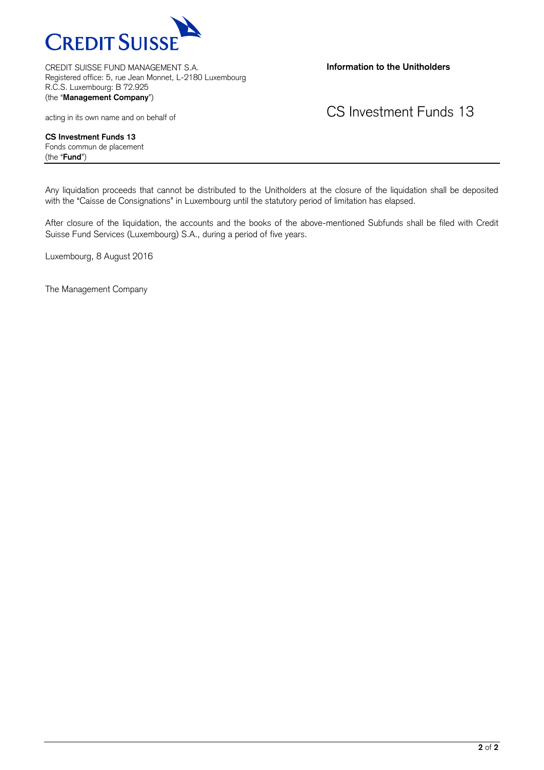CREDIT SUISSE FUND MANAGEMENT S.A.
Registered office: 5, rue Jean Monnet, L-2180 Luxembourg
R.C.S. Luxembourg: B 72.925
(the "**Management Company**")

acting in its own name and on behalf of

**CS Investment Funds 13**
Fonds commun de placement
(the "**Fund**")

**Information to the Unitholders**

# CS Investment Funds 13

Any liquidation proceeds that cannot be distributed to the Unitholders at the closure of the liquidation shall be deposited with the "Caisse de Consignations" in Luxembourg until the statutory period of limitation has elapsed.

After closure of the liquidation, the accounts and the books of the above-mentioned Subfunds shall be filed with Credit Suisse Fund Services (Luxembourg) S.A., during a period of five years.

Luxembourg, 8 August 2016

The Management Company